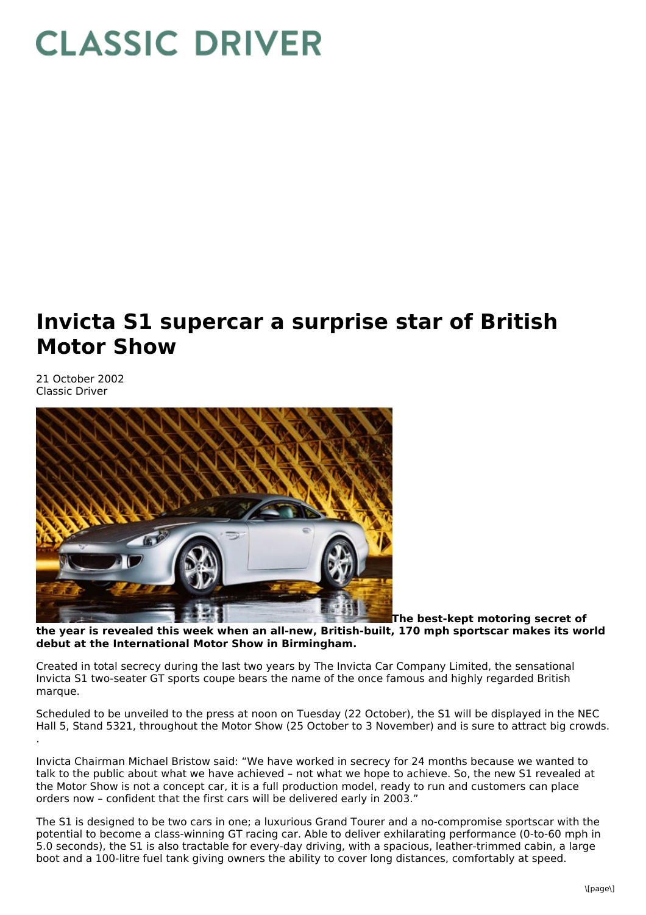# CLASSIC DRIVER

# Invicta S1 supercar a surprise star of British Motor Show

21 October 2002
Classic Driver

**The best-kept motoring secret of the year is revealed this week when an all-new, British-built, 170 mph sportscar makes its world debut at the International Motor Show in Birmingham.**

Created in total secrecy during the last two years by The Invicta Car Company Limited, the sensational Invicta S1 two-seater GT sports coupe bears the name of the once famous and highly regarded British marque.

Scheduled to be unveiled to the press at noon on Tuesday (22 October), the S1 will be displayed in the NEC Hall 5, Stand 5321, throughout the Motor Show (25 October to 3 November) and is sure to attract big crowds.
.

Invicta Chairman Michael Bristow said: "We have worked in secrecy for 24 months because we wanted to talk to the public about what we have achieved – not what we hope to achieve. So, the new S1 revealed at the Motor Show is not a concept car, it is a full production model, ready to run and customers can place orders now – confident that the first cars will be delivered early in 2003."

The S1 is designed to be two cars in one; a luxurious Grand Tourer and a no-compromise sportscar with the potential to become a class-winning GT racing car. Able to deliver exhilarating performance (0-to-60 mph in 5.0 seconds), the S1 is also tractable for every-day driving, with a spacious, leather-trimmed cabin, a large boot and a 100-litre fuel tank giving owners the ability to cover long distances, comfortably at speed.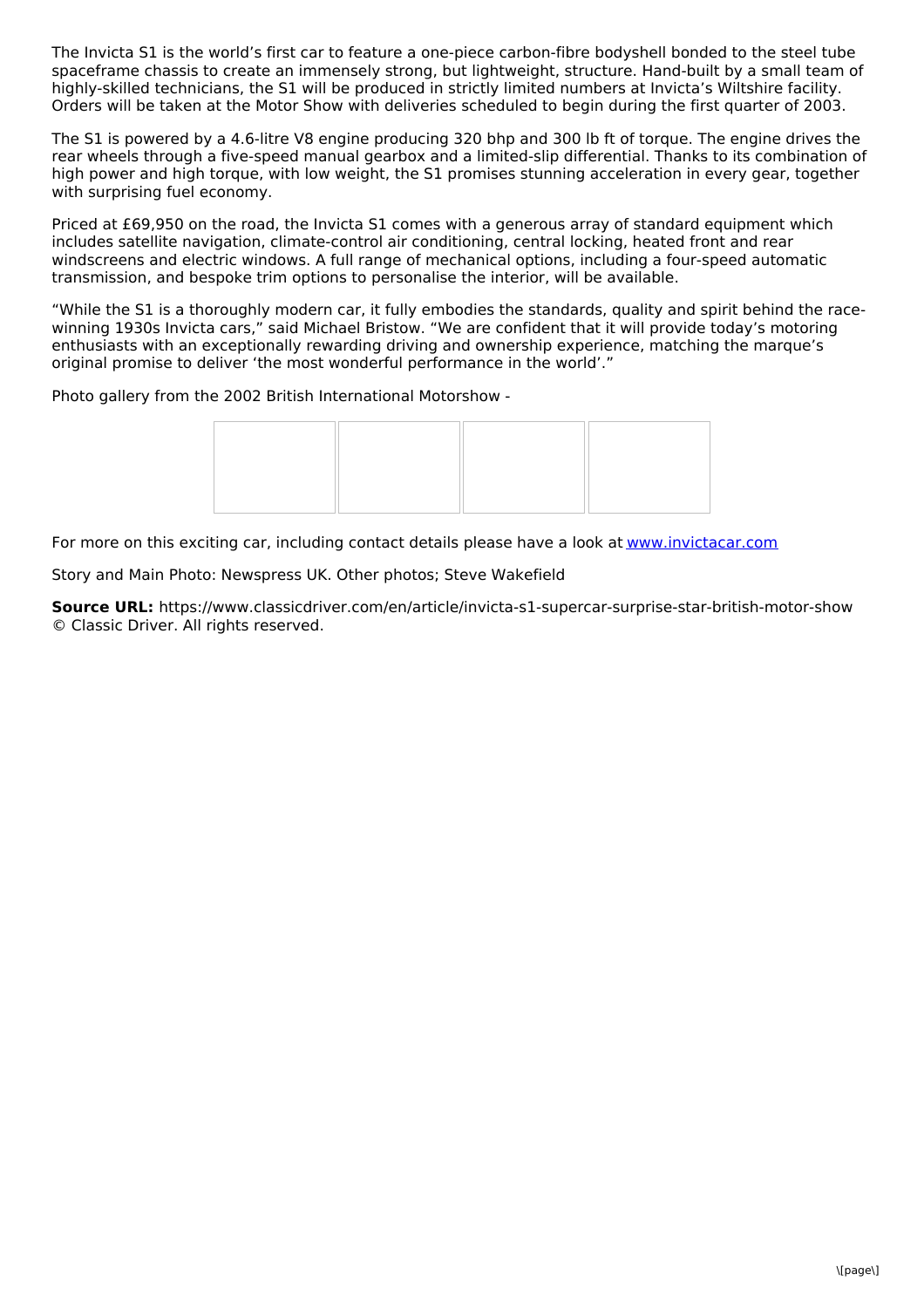The Invicta S1 is the world's first car to feature a one-piece carbon-fibre bodyshell bonded to the steel tube spaceframe chassis to create an immensely strong, but lightweight, structure. Hand-built by a small team of highly-skilled technicians, the S1 will be produced in strictly limited numbers at Invicta's Wiltshire facility. Orders will be taken at the Motor Show with deliveries scheduled to begin during the first quarter of 2003.

The S1 is powered by a 4.6-litre V8 engine producing 320 bhp and 300 lb ft of torque. The engine drives the rear wheels through a five-speed manual gearbox and a limited-slip differential. Thanks to its combination of high power and high torque, with low weight, the S1 promises stunning acceleration in every gear, together with surprising fuel economy.

Priced at £69,950 on the road, the Invicta S1 comes with a generous array of standard equipment which includes satellite navigation, climate-control air conditioning, central locking, heated front and rear windscreens and electric windows. A full range of mechanical options, including a four-speed automatic transmission, and bespoke trim options to personalise the interior, will be available.

"While the S1 is a thoroughly modern car, it fully embodies the standards, quality and spirit behind the race-winning 1930s Invicta cars," said Michael Bristow. "We are confident that it will provide today's motoring enthusiasts with an exceptionally rewarding driving and ownership experience, matching the marque's original promise to deliver 'the most wonderful performance in the world'."

Photo gallery from the 2002 British International Motorshow -

For more on this exciting car, including contact details please have a look at [www.invictacar.com](www.invictacar.com)

Story and Main Photo: Newspress UK. Other photos; Steve Wakefield

**Source URL:** https://www.classicdriver.com/en/article/invicta-s1-supercar-surprise-star-british-motor-show
© Classic Driver. All rights reserved.